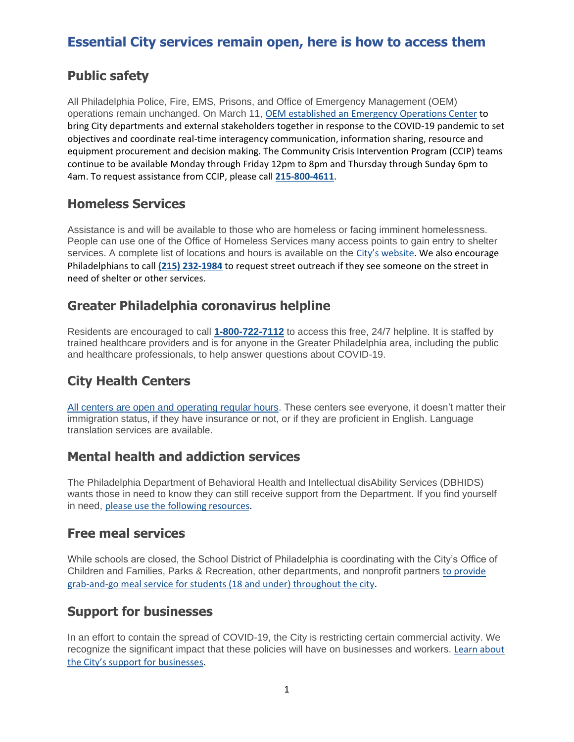# Essential City services remain open, here is how to access them

## Public safety

All Philadelphia Police, Fire, EMS, Prisons, and Office of Emergency Management (OEM) operations remain unchanged. On March 11, OEM established an Emergency Operations Center to bring City departments and external stakeholders together in response to the COVID-19 pandemic to set objectives and coordinate real-time interagency communication, information sharing, resource and equipment procurement and decision making. The Community Crisis Intervention Program (CCIP) teams continue to be available Monday through Friday 12pm to 8pm and Thursday through Sunday 6pm to 4am. To request assistance from CCIP, please call **215-800-4611**.

## Homeless Services

Assistance is and will be available to those who are homeless or facing imminent homelessness. People can use one of the Office of Homeless Services many access points to gain entry to shelter services. A complete list of locations and hours is available on the City's website. We also encourage Philadelphians to call **(215) 232-1984** to request street outreach if they see someone on the street in need of shelter or other services.

## Greater Philadelphia coronavirus helpline

Residents are encouraged to call **1-800-722-7112** to access this free, 24/7 helpline. It is staffed by trained healthcare providers and is for anyone in the Greater Philadelphia area, including the public and healthcare professionals, to help answer questions about COVID-19.

## City Health Centers

All centers are open and operating regular hours. These centers see everyone, it doesn't matter their immigration status, if they have insurance or not, or if they are proficient in English. Language translation services are available.

## Mental health and addiction services

The Philadelphia Department of Behavioral Health and Intellectual disAbility Services (DBHIDS) wants those in need to know they can still receive support from the Department. If you find yourself in need, please use the following resources.

## Free meal services

While schools are closed, the School District of Philadelphia is coordinating with the City's Office of Children and Families, Parks & Recreation, other departments, and nonprofit partners to provide grab-and-go meal service for students (18 and under) throughout the city.

## Support for businesses

In an effort to contain the spread of COVID-19, the City is restricting certain commercial activity. We recognize the significant impact that these policies will have on businesses and workers. Learn about the City's support for businesses.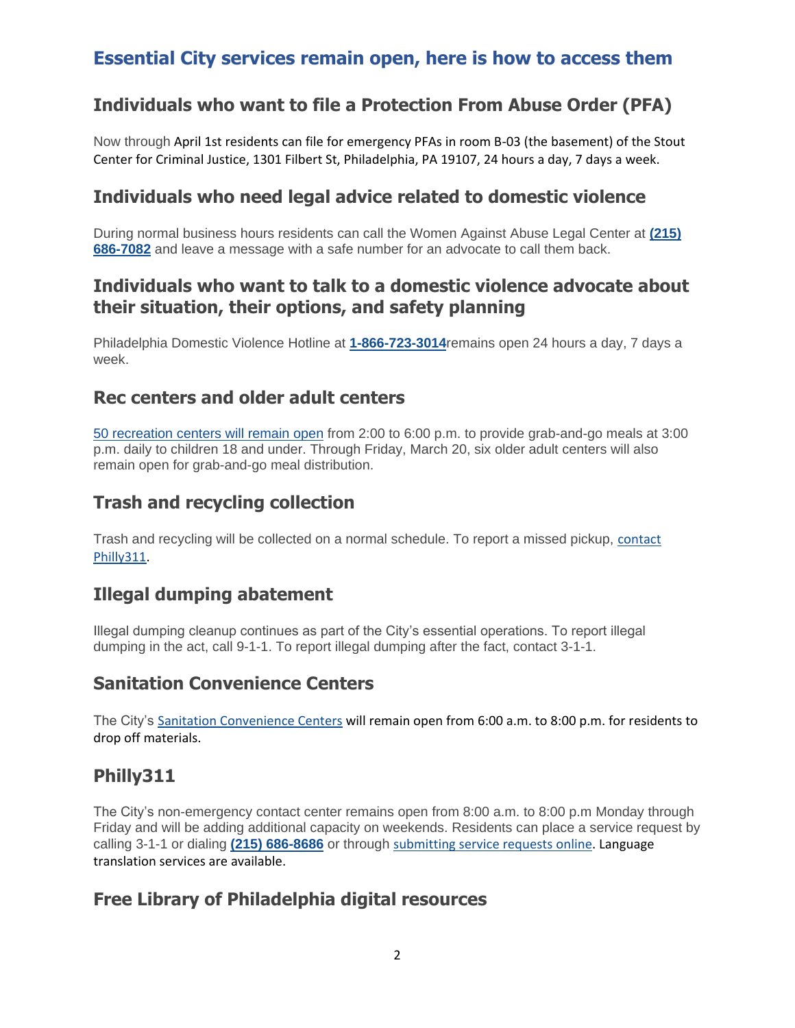## Essential City services remain open, here is how to access them

### Individuals who want to file a Protection From Abuse Order (PFA)

Now through April 1st residents can file for emergency PFAs in room B-03 (the basement) of the Stout Center for Criminal Justice, 1301 Filbert St, Philadelphia, PA 19107, 24 hours a day, 7 days a week.

### Individuals who need legal advice related to domestic violence

During normal business hours residents can call the Women Against Abuse Legal Center at **(215) 686-7082** and leave a message with a safe number for an advocate to call them back.

### Individuals who want to talk to a domestic violence advocate about their situation, their options, and safety planning

Philadelphia Domestic Violence Hotline at **1-866-723-3014**remains open 24 hours a day, 7 days a week.

### Rec centers and older adult centers

50 recreation centers will remain open from 2:00 to 6:00 p.m. to provide grab-and-go meals at 3:00 p.m. daily to children 18 and under. Through Friday, March 20, six older adult centers will also remain open for grab-and-go meal distribution.

### Trash and recycling collection

Trash and recycling will be collected on a normal schedule. To report a missed pickup, contact Philly311.

### Illegal dumping abatement

Illegal dumping cleanup continues as part of the City's essential operations. To report illegal dumping in the act, call 9-1-1. To report illegal dumping after the fact, contact 3-1-1.

### Sanitation Convenience Centers

The City's Sanitation Convenience Centers will remain open from 6:00 a.m. to 8:00 p.m. for residents to drop off materials.

### Philly311

The City's non-emergency contact center remains open from 8:00 a.m. to 8:00 p.m Monday through Friday and will be adding additional capacity on weekends. Residents can place a service request by calling 3-1-1 or dialing **(215) 686-8686** or through submitting service requests online. Language translation services are available.

### Free Library of Philadelphia digital resources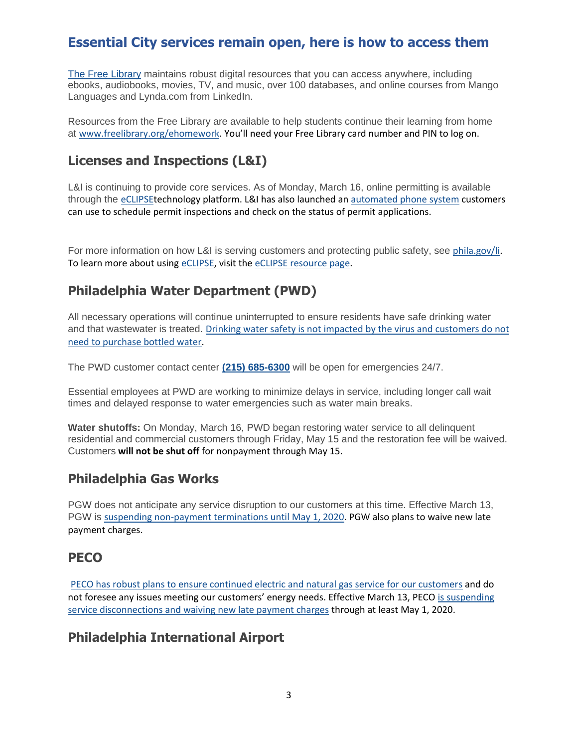## Essential City services remain open, here is how to access them

The Free Library maintains robust digital resources that you can access anywhere, including ebooks, audiobooks, movies, TV, and music, over 100 databases, and online courses from Mango Languages and Lynda.com from LinkedIn.

Resources from the Free Library are available to help students continue their learning from home at www.freelibrary.org/ehomework. You'll need your Free Library card number and PIN to log on.

## Licenses and Inspections (L&I)

L&I is continuing to provide core services. As of Monday, March 16, online permitting is available through the eCLIPSEtechnology platform. L&I has also launched an automated phone system customers can use to schedule permit inspections and check on the status of permit applications.

For more information on how L&I is serving customers and protecting public safety, see phila.gov/li. To learn more about using eCLIPSE, visit the eCLIPSE resource page.

## Philadelphia Water Department (PWD)

All necessary operations will continue uninterrupted to ensure residents have safe drinking water and that wastewater is treated. Drinking water safety is not impacted by the virus and customers do not need to purchase bottled water.

The PWD customer contact center **(215) 685-6300** will be open for emergencies 24/7.

Essential employees at PWD are working to minimize delays in service, including longer call wait times and delayed response to water emergencies such as water main breaks.

**Water shutoffs:** On Monday, March 16, PWD began restoring water service to all delinquent residential and commercial customers through Friday, May 15 and the restoration fee will be waived. Customers **will not be shut off** for nonpayment through May 15.

## Philadelphia Gas Works

PGW does not anticipate any service disruption to our customers at this time. Effective March 13, PGW is suspending non-payment terminations until May 1, 2020. PGW also plans to waive new late payment charges.

## PECO

PECO has robust plans to ensure continued electric and natural gas service for our customers and do not foresee any issues meeting our customers' energy needs. Effective March 13, PECO is suspending service disconnections and waiving new late payment charges through at least May 1, 2020.

## Philadelphia International Airport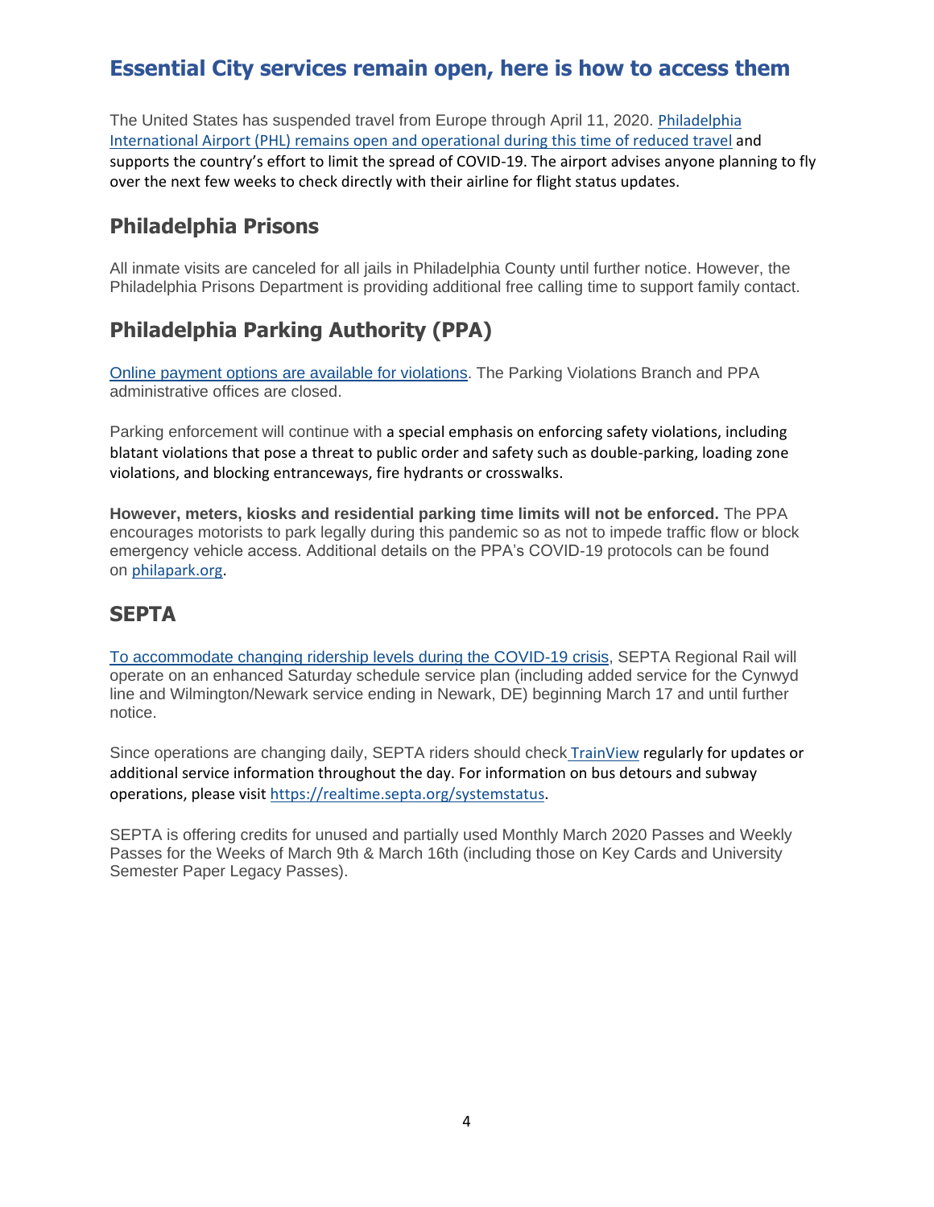## Essential City services remain open, here is how to access them

The United States has suspended travel from Europe through April 11, 2020. Philadelphia International Airport (PHL) remains open and operational during this time of reduced travel and supports the country's effort to limit the spread of COVID-19. The airport advises anyone planning to fly over the next few weeks to check directly with their airline for flight status updates.

## Philadelphia Prisons

All inmate visits are canceled for all jails in Philadelphia County until further notice. However, the Philadelphia Prisons Department is providing additional free calling time to support family contact.

## Philadelphia Parking Authority (PPA)

Online payment options are available for violations. The Parking Violations Branch and PPA administrative offices are closed.

Parking enforcement will continue with a special emphasis on enforcing safety violations, including blatant violations that pose a threat to public order and safety such as double-parking, loading zone violations, and blocking entranceways, fire hydrants or crosswalks.

**However, meters, kiosks and residential parking time limits will not be enforced.** The PPA encourages motorists to park legally during this pandemic so as not to impede traffic flow or block emergency vehicle access. Additional details on the PPA's COVID-19 protocols can be found on philapark.org.

## SEPTA

To accommodate changing ridership levels during the COVID-19 crisis, SEPTA Regional Rail will operate on an enhanced Saturday schedule service plan (including added service for the Cynwyd line and Wilmington/Newark service ending in Newark, DE) beginning March 17 and until further notice.

Since operations are changing daily, SEPTA riders should check TrainView regularly for updates or additional service information throughout the day. For information on bus detours and subway operations, please visit https://realtime.septa.org/systemstatus.

SEPTA is offering credits for unused and partially used Monthly March 2020 Passes and Weekly Passes for the Weeks of March 9th & March 16th (including those on Key Cards and University Semester Paper Legacy Passes).